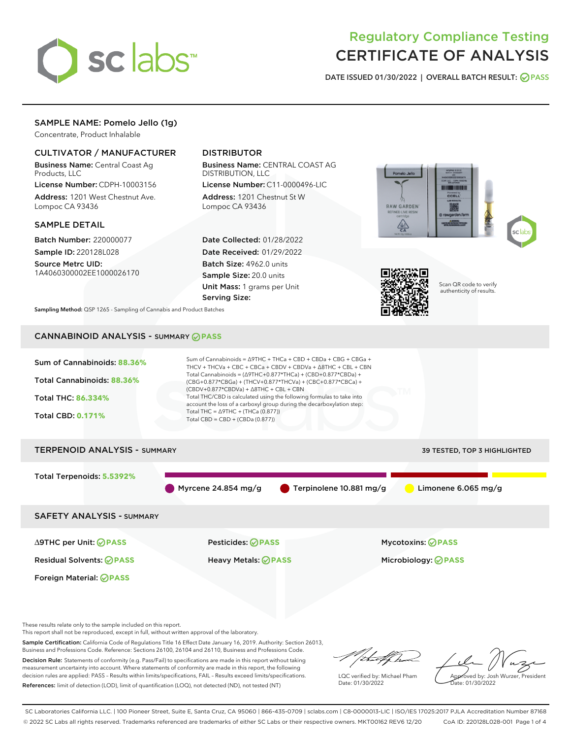# Regulatory Compliance Testing
# CERTIFICATE OF ANALYSIS

DATE ISSUED 01/30/2022 | OVERALL BATCH RESULT: PASS

## SAMPLE NAME: Pomelo Jello (1g)

Concentrate, Product Inhalable

### CULTIVATOR / MANUFACTURER

**Business Name:** Central Coast Ag Products, LLC

**License Number:** CDPH-10003156

**Address:** 1201 West Chestnut Ave. Lompoc CA 93436

### DISTRIBUTOR

**Business Name:** CENTRAL COAST AG DISTRIBUTION, LLC

**License Number:** C11-0000496-LIC

**Address:** 1201 Chestnut St W Lompoc CA 93436

### SAMPLE DETAIL

**Batch Number:** 220000077

**Sample ID:** 220128L028

**Source Metrc UID:** 1A4060300002EE1000026170

**Date Collected:** 01/28/2022

**Date Received:** 01/29/2022

**Batch Size:** 4962.0 units

**Sample Size:** 20.0 units

**Unit Mass:** 1 grams per Unit

**Serving Size:**

Scan QR code to verify authenticity of results.

**Sampling Method:** QSP 1265 - Sampling of Cannabis and Product Batches

## CANNABINOID ANALYSIS - SUMMARY PASS

Sum of Cannabinoids: **88.36%**

Total Cannabinoids: **88.36%**

Total THC: **86.334%**

Total CBD: **0.171%**

Sum of Cannabinoids = Δ9THC + THCa + CBD + CBDa + CBG + CBGa + THCV + THCVa + CBC + CBCa + CBDV + CBDVa + Δ8THC + CBL + CBN

Total Cannabinoids = (Δ9THC+0.877*THCa) + (CBD+0.877*CBDa) + (CBG+0.877*CBGa) + (THCV+0.877*THCVa) + (CBC+0.877*CBCa) + (CBDV+0.877*CBDVa) + Δ8THC + CBL + CBN

Total THC/CBD is calculated using the following formulas to take into account the loss of a carboxyl group during the decarboxylation step:

Total THC = Δ9THC + (THCa (0.877))

Total CBD = CBD + (CBDa (0.877))

## TERPENOID ANALYSIS - SUMMARY

39 TESTED, TOP 3 HIGHLIGHTED

Total Terpenoids: **5.5392%**

Myrcene 24.854 mg/g | Terpinolene 10.881 mg/g | Limonene 6.065 mg/g

## SAFETY ANALYSIS - SUMMARY

| | | |
|---|---|---|
| Δ9THC per Unit: PASS | Pesticides: PASS | Mycotoxins: PASS |
| Residual Solvents: PASS | Heavy Metals: PASS | Microbiology: PASS |
| Foreign Material: PASS | | |

These results relate only to the sample included on this report.
This report shall not be reproduced, except in full, without written approval of the laboratory.

**Sample Certification:** California Code of Regulations Title 16 Effect Date January 16, 2019. Authority: Section 26013, Business and Professions Code. Reference: Sections 26100, 26104 and 26110, Business and Professions Code.

**Decision Rule:** Statements of conformity (e.g. Pass/Fail) to specifications are made in this report without taking measurement uncertainty into account. Where statements of conformity are made in this report, the following decision rules are applied: PASS – Results within limits/specifications, FAIL – Results exceed limits/specifications.

**References:** limit of detection (LOD), limit of quantification (LOQ), not detected (ND), not tested (NT)

LQC verified by: Michael Pham
Date: 01/30/2022

Approved by: Josh Wurzer, President
Date: 01/30/2022

SC Laboratories California LLC. | 100 Pioneer Street, Suite E, Santa Cruz, CA 95060 | 866-435-0709 | sclabs.com | C8-0000013-LIC | ISO/IES 17025:2017 PJLA Accreditation Number 87168
© 2022 SC Labs all rights reserved. Trademarks referenced are trademarks of either SC Labs or their respective owners. MKT00162 REV6 12/20 CoA ID: 220128L028-001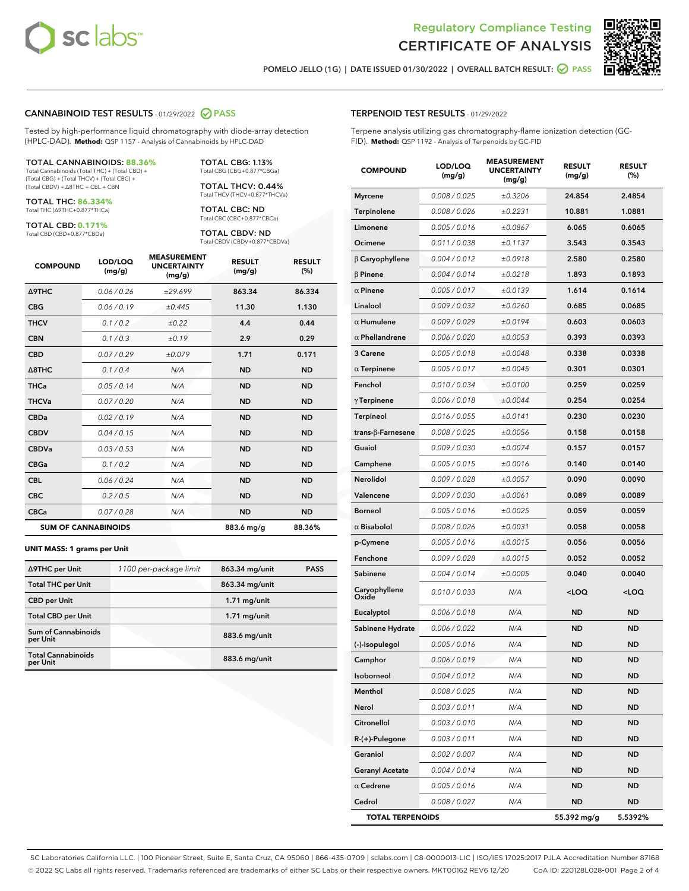# Regulatory Compliance Testing
# CERTIFICATE OF ANALYSIS

POMELO JELLO (1G) | DATE ISSUED 01/30/2022 | OVERALL BATCH RESULT: PASS

## CANNABINOID TEST RESULTS - 01/29/2022 PASS

Tested by high-performance liquid chromatography with diode-array detection (HPLC-DAD). **Method:** QSP 1157 - Analysis of Cannabinoids by HPLC-DAD

**TOTAL CANNABINOIDS: 88.36%**
Total Cannabinoids (Total THC) + (Total CBD) + (Total CBG) + (Total THCV) + (Total CBC) + (Total CBDV) + Δ8THC + CBL + CBN

**TOTAL THC: 86.334%**
Total THC (Δ9THC+0.877*THCa)

**TOTAL CBD: 0.171%**
Total CBD (CBD+0.877*CBDa)

**TOTAL CBG: 1.13%**
Total CBG (CBG+0.877*CBGa)

**TOTAL THCV: 0.44%**
Total THCV (THCV+0.877*THCVa)

**TOTAL CBC: ND**
Total CBC (CBC+0.877*CBCa)

**TOTAL CBDV: ND**
Total CBDV (CBDV+0.877*CBDVa)

| COMPOUND | LOD/LOQ (mg/g) | MEASUREMENT UNCERTAINTY (mg/g) | RESULT (mg/g) | RESULT (%) |
|---|---|---|---|---|
| Δ9THC | 0.06 / 0.26 | ±29.699 | 863.34 | 86.334 |
| CBG | 0.06 / 0.19 | ±0.445 | 11.30 | 1.130 |
| THCV | 0.1 / 0.2 | ±0.22 | 4.4 | 0.44 |
| CBN | 0.1 / 0.3 | ±0.19 | 2.9 | 0.29 |
| CBD | 0.07 / 0.29 | ±0.079 | 1.71 | 0.171 |
| Δ8THC | 0.1 / 0.4 | N/A | ND | ND |
| THCa | 0.05 / 0.14 | N/A | ND | ND |
| THCVa | 0.07 / 0.20 | N/A | ND | ND |
| CBDa | 0.02 / 0.19 | N/A | ND | ND |
| CBDV | 0.04 / 0.15 | N/A | ND | ND |
| CBDVa | 0.03 / 0.53 | N/A | ND | ND |
| CBGa | 0.1 / 0.2 | N/A | ND | ND |
| CBL | 0.06 / 0.24 | N/A | ND | ND |
| CBC | 0.2 / 0.5 | N/A | ND | ND |
| CBCa | 0.07 / 0.28 | N/A | ND | ND |
| **SUM OF CANNABINOIDS** | | | 883.6 mg/g | 88.36% |

**UNIT MASS: 1 grams per Unit**

| | | | |
|---|---|---|---|
| Δ9THC per Unit | 1100 per-package limit | 863.34 mg/unit | PASS |
| Total THC per Unit | | 863.34 mg/unit | |
| CBD per Unit | | 1.71 mg/unit | |
| Total CBD per Unit | | 1.71 mg/unit | |
| Sum of Cannabinoids per Unit | | 883.6 mg/unit | |
| Total Cannabinoids per Unit | | 883.6 mg/unit | |

## TERPENOID TEST RESULTS - 01/29/2022

Terpene analysis utilizing gas chromatography-flame ionization detection (GC-FID). **Method:** QSP 1192 - Analysis of Terpenoids by GC-FID

| COMPOUND | LOD/LOQ (mg/g) | MEASUREMENT UNCERTAINTY (mg/g) | RESULT (mg/g) | RESULT (%) |
|---|---|---|---|---|
| Myrcene | 0.008 / 0.025 | ±0.3206 | 24.854 | 2.4854 |
| Terpinolene | 0.008 / 0.026 | ±0.2231 | 10.881 | 1.0881 |
| Limonene | 0.005 / 0.016 | ±0.0867 | 6.065 | 0.6065 |
| Ocimene | 0.011 / 0.038 | ±0.1137 | 3.543 | 0.3543 |
| β Caryophyllene | 0.004 / 0.012 | ±0.0918 | 2.580 | 0.2580 |
| β Pinene | 0.004 / 0.014 | ±0.0218 | 1.893 | 0.1893 |
| α Pinene | 0.005 / 0.017 | ±0.0139 | 1.614 | 0.1614 |
| Linalool | 0.009 / 0.032 | ±0.0260 | 0.685 | 0.0685 |
| α Humulene | 0.009 / 0.029 | ±0.0194 | 0.603 | 0.0603 |
| α Phellandrene | 0.006 / 0.020 | ±0.0053 | 0.393 | 0.0393 |
| 3 Carene | 0.005 / 0.018 | ±0.0048 | 0.338 | 0.0338 |
| α Terpinene | 0.005 / 0.017 | ±0.0045 | 0.301 | 0.0301 |
| Fenchol | 0.010 / 0.034 | ±0.0100 | 0.259 | 0.0259 |
| γ Terpinene | 0.006 / 0.018 | ±0.0044 | 0.254 | 0.0254 |
| Terpineol | 0.016 / 0.055 | ±0.0141 | 0.230 | 0.0230 |
| trans-β-Farnesene | 0.008 / 0.025 | ±0.0056 | 0.158 | 0.0158 |
| Guaiol | 0.009 / 0.030 | ±0.0074 | 0.157 | 0.0157 |
| Camphene | 0.005 / 0.015 | ±0.0016 | 0.140 | 0.0140 |
| Nerolidol | 0.009 / 0.028 | ±0.0057 | 0.090 | 0.0090 |
| Valencene | 0.009 / 0.030 | ±0.0061 | 0.089 | 0.0089 |
| Borneol | 0.005 / 0.016 | ±0.0025 | 0.059 | 0.0059 |
| α Bisabolol | 0.008 / 0.026 | ±0.0031 | 0.058 | 0.0058 |
| p-Cymene | 0.005 / 0.016 | ±0.0015 | 0.056 | 0.0056 |
| Fenchone | 0.009 / 0.028 | ±0.0015 | 0.052 | 0.0052 |
| Sabinene | 0.004 / 0.014 | ±0.0005 | 0.040 | 0.0040 |
| Caryophyllene Oxide | 0.010 / 0.033 | N/A | <LOQ | <LOQ |
| Eucalyptol | 0.006 / 0.018 | N/A | ND | ND |
| Sabinene Hydrate | 0.006 / 0.022 | N/A | ND | ND |
| (-)-Isopulegol | 0.005 / 0.016 | N/A | ND | ND |
| Camphor | 0.006 / 0.019 | N/A | ND | ND |
| Isoborneol | 0.004 / 0.012 | N/A | ND | ND |
| Menthol | 0.008 / 0.025 | N/A | ND | ND |
| Nerol | 0.003 / 0.011 | N/A | ND | ND |
| Citronellol | 0.003 / 0.010 | N/A | ND | ND |
| R-(+)-Pulegone | 0.003 / 0.011 | N/A | ND | ND |
| Geraniol | 0.002 / 0.007 | N/A | ND | ND |
| Geranyl Acetate | 0.004 / 0.014 | N/A | ND | ND |
| α Cedrene | 0.005 / 0.016 | N/A | ND | ND |
| Cedrol | 0.008 / 0.027 | N/A | ND | ND |
| **TOTAL TERPENOIDS** | | | 55.392 mg/g | 5.5392% |

SC Laboratories California LLC. | 100 Pioneer Street, Suite E, Santa Cruz, CA 95060 | 866-435-0709 | sclabs.com | C8-0000013-LIC | ISO/IES 17025:2017 PJLA Accreditation Number 87168
© 2022 SC Labs all rights reserved. Trademarks referenced are trademarks of either SC Labs or their respective owners. MKT00162 REV6 12/20 CoA ID: 220128L028-001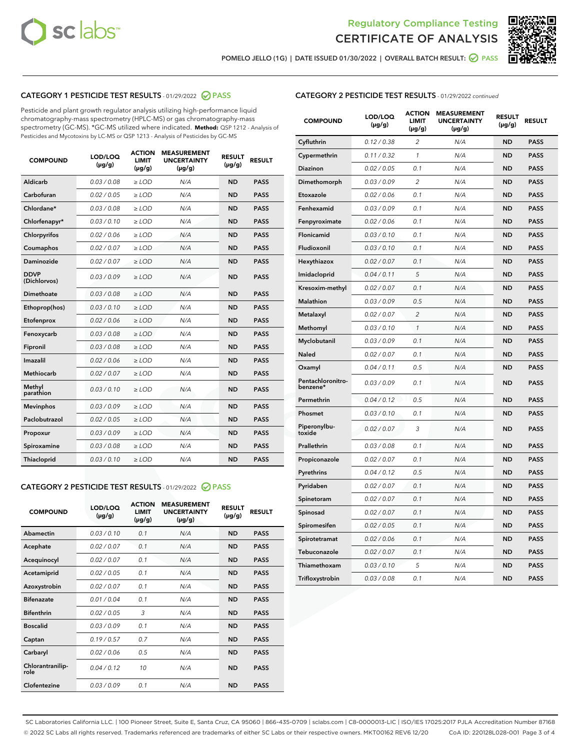Regulatory Compliance Testing
CERTIFICATE OF ANALYSIS

POMELO JELLO (1G) | DATE ISSUED 01/30/2022 | OVERALL BATCH RESULT: PASS

## CATEGORY 1 PESTICIDE TEST RESULTS - 01/29/2022 PASS

Pesticide and plant growth regulator analysis utilizing high-performance liquid chromatography-mass spectrometry (HPLC-MS) or gas chromatography-mass spectrometry (GC-MS). *GC-MS utilized where indicated. **Method:** QSP 1212 - Analysis of Pesticides and Mycotoxins by LC-MS or QSP 1213 - Analysis of Pesticides by GC-MS

| COMPOUND | LOD/LOQ (µg/g) | ACTION LIMIT (µg/g) | MEASUREMENT UNCERTAINTY (µg/g) | RESULT (µg/g) | RESULT |
|---|---|---|---|---|---|
| Aldicarb | 0.03 / 0.08 | ≥ LOD | N/A | ND | PASS |
| Carbofuran | 0.02 / 0.05 | ≥ LOD | N/A | ND | PASS |
| Chlordane* | 0.03 / 0.08 | ≥ LOD | N/A | ND | PASS |
| Chlorfenapyr* | 0.03 / 0.10 | ≥ LOD | N/A | ND | PASS |
| Chlorpyrifos | 0.02 / 0.06 | ≥ LOD | N/A | ND | PASS |
| Coumaphos | 0.02 / 0.07 | ≥ LOD | N/A | ND | PASS |
| Daminozide | 0.02 / 0.07 | ≥ LOD | N/A | ND | PASS |
| DDVP (Dichlorvos) | 0.03 / 0.09 | ≥ LOD | N/A | ND | PASS |
| Dimethoate | 0.03 / 0.08 | ≥ LOD | N/A | ND | PASS |
| Ethoprop(hos) | 0.03 / 0.10 | ≥ LOD | N/A | ND | PASS |
| Etofenprox | 0.02 / 0.06 | ≥ LOD | N/A | ND | PASS |
| Fenoxycarb | 0.03 / 0.08 | ≥ LOD | N/A | ND | PASS |
| Fipronil | 0.03 / 0.08 | ≥ LOD | N/A | ND | PASS |
| Imazalil | 0.02 / 0.06 | ≥ LOD | N/A | ND | PASS |
| Methiocarb | 0.02 / 0.07 | ≥ LOD | N/A | ND | PASS |
| Methyl parathion | 0.03 / 0.10 | ≥ LOD | N/A | ND | PASS |
| Mevinphos | 0.03 / 0.09 | ≥ LOD | N/A | ND | PASS |
| Paclobutrazol | 0.02 / 0.05 | ≥ LOD | N/A | ND | PASS |
| Propoxur | 0.03 / 0.09 | ≥ LOD | N/A | ND | PASS |
| Spiroxamine | 0.03 / 0.08 | ≥ LOD | N/A | ND | PASS |
| Thiacloprid | 0.03 / 0.10 | ≥ LOD | N/A | ND | PASS |

## CATEGORY 2 PESTICIDE TEST RESULTS - 01/29/2022 PASS

| COMPOUND | LOD/LOQ (µg/g) | ACTION LIMIT (µg/g) | MEASUREMENT UNCERTAINTY (µg/g) | RESULT (µg/g) | RESULT |
|---|---|---|---|---|---|
| Abamectin | 0.03 / 0.10 | 0.1 | N/A | ND | PASS |
| Acephate | 0.02 / 0.07 | 0.1 | N/A | ND | PASS |
| Acequinocyl | 0.02 / 0.07 | 0.1 | N/A | ND | PASS |
| Acetamiprid | 0.02 / 0.05 | 0.1 | N/A | ND | PASS |
| Azoxystrobin | 0.02 / 0.07 | 0.1 | N/A | ND | PASS |
| Bifenazate | 0.01 / 0.04 | 0.1 | N/A | ND | PASS |
| Bifenthrin | 0.02 / 0.05 | 3 | N/A | ND | PASS |
| Boscalid | 0.03 / 0.09 | 0.1 | N/A | ND | PASS |
| Captan | 0.19 / 0.57 | 0.7 | N/A | ND | PASS |
| Carbaryl | 0.02 / 0.06 | 0.5 | N/A | ND | PASS |
| Chlorantraniliprole | 0.04 / 0.12 | 10 | N/A | ND | PASS |
| Clofentezine | 0.03 / 0.09 | 0.1 | N/A | ND | PASS |
| Cyfluthrin | 0.12 / 0.38 | 2 | N/A | ND | PASS |
| Cypermethrin | 0.11 / 0.32 | 1 | N/A | ND | PASS |
| Diazinon | 0.02 / 0.05 | 0.1 | N/A | ND | PASS |
| Dimethomorph | 0.03 / 0.09 | 2 | N/A | ND | PASS |
| Etoxazole | 0.02 / 0.06 | 0.1 | N/A | ND | PASS |
| Fenhexamid | 0.03 / 0.09 | 0.1 | N/A | ND | PASS |
| Fenpyroximate | 0.02 / 0.06 | 0.1 | N/A | ND | PASS |
| Flonicamid | 0.03 / 0.10 | 0.1 | N/A | ND | PASS |
| Fludioxonil | 0.03 / 0.10 | 0.1 | N/A | ND | PASS |
| Hexythiazox | 0.02 / 0.07 | 0.1 | N/A | ND | PASS |
| Imidacloprid | 0.04 / 0.11 | 5 | N/A | ND | PASS |
| Kresoxim-methyl | 0.02 / 0.07 | 0.1 | N/A | ND | PASS |
| Malathion | 0.03 / 0.09 | 0.5 | N/A | ND | PASS |
| Metalaxyl | 0.02 / 0.07 | 2 | N/A | ND | PASS |
| Methomyl | 0.03 / 0.10 | 1 | N/A | ND | PASS |
| Myclobutanil | 0.03 / 0.09 | 0.1 | N/A | ND | PASS |
| Naled | 0.02 / 0.07 | 0.1 | N/A | ND | PASS |
| Oxamyl | 0.04 / 0.11 | 0.5 | N/A | ND | PASS |
| Pentachloronitrobenzene* | 0.03 / 0.09 | 0.1 | N/A | ND | PASS |
| Permethrin | 0.04 / 0.12 | 0.5 | N/A | ND | PASS |
| Phosmet | 0.03 / 0.10 | 0.1 | N/A | ND | PASS |
| Piperonylbutoxide | 0.02 / 0.07 | 3 | N/A | ND | PASS |
| Prallethrin | 0.03 / 0.08 | 0.1 | N/A | ND | PASS |
| Propiconazole | 0.02 / 0.07 | 0.1 | N/A | ND | PASS |
| Pyrethrins | 0.04 / 0.12 | 0.5 | N/A | ND | PASS |
| Pyridaben | 0.02 / 0.07 | 0.1 | N/A | ND | PASS |
| Spinetoram | 0.02 / 0.07 | 0.1 | N/A | ND | PASS |
| Spinosad | 0.02 / 0.07 | 0.1 | N/A | ND | PASS |
| Spiromesifen | 0.02 / 0.05 | 0.1 | N/A | ND | PASS |
| Spirotetramat | 0.02 / 0.06 | 0.1 | N/A | ND | PASS |
| Tebuconazole | 0.02 / 0.07 | 0.1 | N/A | ND | PASS |
| Thiamethoxam | 0.03 / 0.10 | 5 | N/A | ND | PASS |
| Trifloxystrobin | 0.03 / 0.08 | 0.1 | N/A | ND | PASS |

SC Laboratories California LLC. | 100 Pioneer Street, Suite E, Santa Cruz, CA 95060 | 866-435-0709 | sclabs.com | C8-0000013-LIC | ISO/IES 17025:2017 PJLA Accreditation Number 87168
© 2022 SC Labs all rights reserved. Trademarks referenced are trademarks of either SC Labs or their respective owners. MKT00162 REV6 12/20 CoA ID: 220128L028-001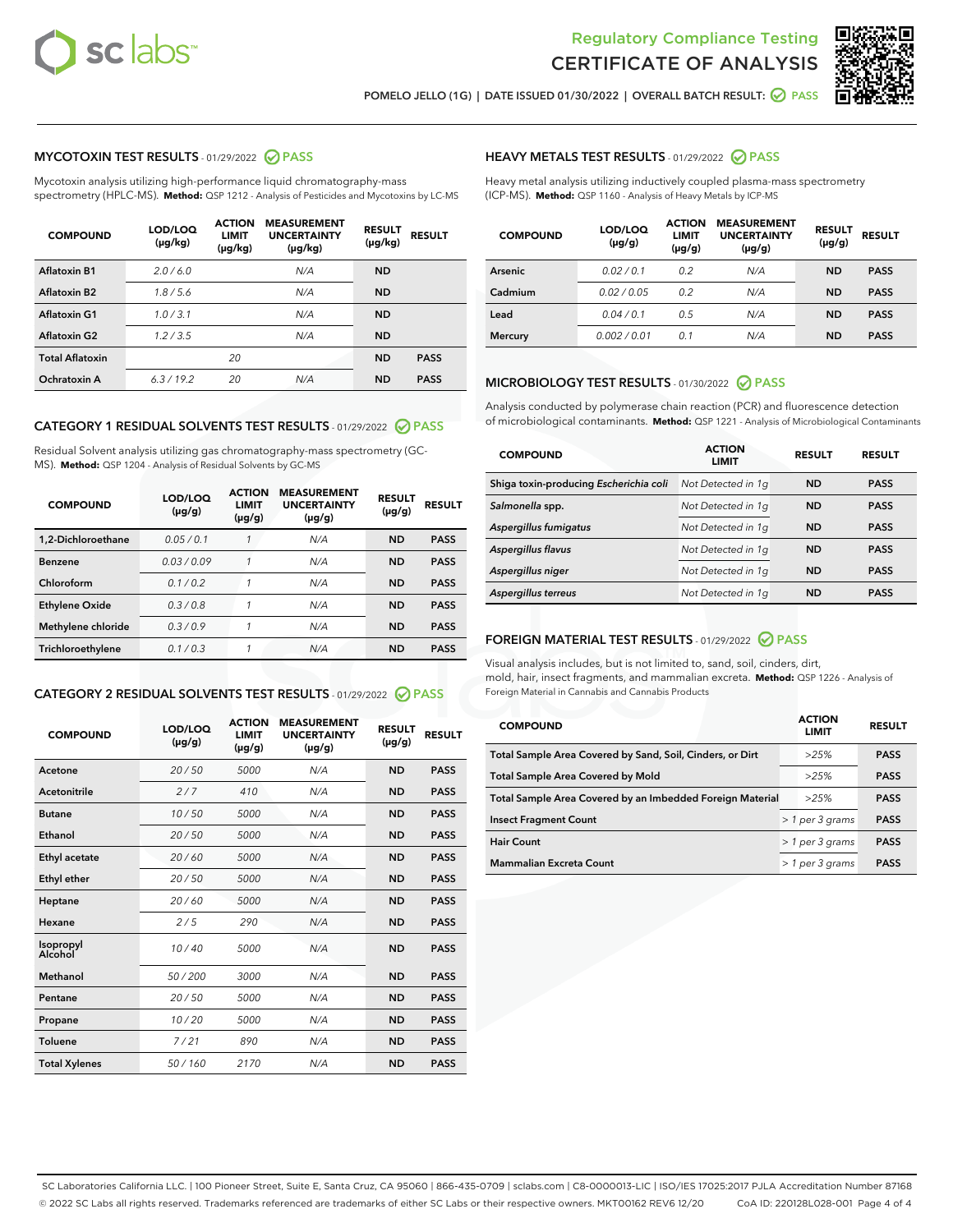Regulatory Compliance Testing
# CERTIFICATE OF ANALYSIS

POMELO JELLO (1G) | DATE ISSUED 01/30/2022 | OVERALL BATCH RESULT: PASS

## MYCOTOXIN TEST RESULTS - 01/29/2022 PASS

Mycotoxin analysis utilizing high-performance liquid chromatography-mass spectrometry (HPLC-MS). **Method:** QSP 1212 - Analysis of Pesticides and Mycotoxins by LC-MS

| COMPOUND | LOD/LOQ (µg/kg) | ACTION LIMIT (µg/kg) | MEASUREMENT UNCERTAINTY (µg/kg) | RESULT (µg/kg) | RESULT |
|---|---|---|---|---|---|
| Aflatoxin B1 | 2.0 / 6.0 | | N/A | ND | |
| Aflatoxin B2 | 1.8 / 5.6 | | N/A | ND | |
| Aflatoxin G1 | 1.0 / 3.1 | | N/A | ND | |
| Aflatoxin G2 | 1.2 / 3.5 | | N/A | ND | |
| Total Aflatoxin | | 20 | | ND | PASS |
| Ochratoxin A | 6.3 / 19.2 | 20 | N/A | ND | PASS |

## CATEGORY 1 RESIDUAL SOLVENTS TEST RESULTS - 01/29/2022 PASS

Residual Solvent analysis utilizing gas chromatography-mass spectrometry (GC-MS). **Method:** QSP 1204 - Analysis of Residual Solvents by GC-MS

| COMPOUND | LOD/LOQ (µg/g) | ACTION LIMIT (µg/g) | MEASUREMENT UNCERTAINTY (µg/g) | RESULT (µg/g) | RESULT |
|---|---|---|---|---|---|
| 1,2-Dichloroethane | 0.05 / 0.1 | 1 | N/A | ND | PASS |
| Benzene | 0.03 / 0.09 | 1 | N/A | ND | PASS |
| Chloroform | 0.1 / 0.2 | 1 | N/A | ND | PASS |
| Ethylene Oxide | 0.3 / 0.8 | 1 | N/A | ND | PASS |
| Methylene chloride | 0.3 / 0.9 | 1 | N/A | ND | PASS |
| Trichloroethylene | 0.1 / 0.3 | 1 | N/A | ND | PASS |

## CATEGORY 2 RESIDUAL SOLVENTS TEST RESULTS - 01/29/2022 PASS

| COMPOUND | LOD/LOQ (µg/g) | ACTION LIMIT (µg/g) | MEASUREMENT UNCERTAINTY (µg/g) | RESULT (µg/g) | RESULT |
|---|---|---|---|---|---|
| Acetone | 20 / 50 | 5000 | N/A | ND | PASS |
| Acetonitrile | 2 / 7 | 410 | N/A | ND | PASS |
| Butane | 10 / 50 | 5000 | N/A | ND | PASS |
| Ethanol | 20 / 50 | 5000 | N/A | ND | PASS |
| Ethyl acetate | 20 / 60 | 5000 | N/A | ND | PASS |
| Ethyl ether | 20 / 50 | 5000 | N/A | ND | PASS |
| Heptane | 20 / 60 | 5000 | N/A | ND | PASS |
| Hexane | 2 / 5 | 290 | N/A | ND | PASS |
| Isopropyl Alcohol | 10 / 40 | 5000 | N/A | ND | PASS |
| Methanol | 50 / 200 | 3000 | N/A | ND | PASS |
| Pentane | 20 / 50 | 5000 | N/A | ND | PASS |
| Propane | 10 / 20 | 5000 | N/A | ND | PASS |
| Toluene | 7 / 21 | 890 | N/A | ND | PASS |
| Total Xylenes | 50 / 160 | 2170 | N/A | ND | PASS |

## HEAVY METALS TEST RESULTS - 01/29/2022 PASS

Heavy metal analysis utilizing inductively coupled plasma-mass spectrometry (ICP-MS). **Method:** QSP 1160 - Analysis of Heavy Metals by ICP-MS

| COMPOUND | LOD/LOQ (µg/g) | ACTION LIMIT (µg/g) | MEASUREMENT UNCERTAINTY (µg/g) | RESULT (µg/g) | RESULT |
|---|---|---|---|---|---|
| Arsenic | 0.02 / 0.1 | 0.2 | N/A | ND | PASS |
| Cadmium | 0.02 / 0.05 | 0.2 | N/A | ND | PASS |
| Lead | 0.04 / 0.1 | 0.5 | N/A | ND | PASS |
| Mercury | 0.002 / 0.01 | 0.1 | N/A | ND | PASS |

## MICROBIOLOGY TEST RESULTS - 01/30/2022 PASS

Analysis conducted by polymerase chain reaction (PCR) and fluorescence detection of microbiological contaminants. **Method:** QSP 1221 - Analysis of Microbiological Contaminants

| COMPOUND | ACTION LIMIT | RESULT | RESULT |
|---|---|---|---|
| Shiga toxin-producing *Escherichia coli* | Not Detected in 1g | ND | PASS |
| *Salmonella* spp. | Not Detected in 1g | ND | PASS |
| *Aspergillus fumigatus* | Not Detected in 1g | ND | PASS |
| *Aspergillus flavus* | Not Detected in 1g | ND | PASS |
| *Aspergillus niger* | Not Detected in 1g | ND | PASS |
| *Aspergillus terreus* | Not Detected in 1g | ND | PASS |

## FOREIGN MATERIAL TEST RESULTS - 01/29/2022 PASS

Visual analysis includes, but is not limited to, sand, soil, cinders, dirt, mold, hair, insect fragments, and mammalian excreta. **Method:** QSP 1226 - Analysis of Foreign Material in Cannabis and Cannabis Products

| COMPOUND | ACTION LIMIT | RESULT |
|---|---|---|
| Total Sample Area Covered by Sand, Soil, Cinders, or Dirt | >25% | PASS |
| Total Sample Area Covered by Mold | >25% | PASS |
| Total Sample Area Covered by an Imbedded Foreign Material | >25% | PASS |
| Insect Fragment Count | > 1 per 3 grams | PASS |
| Hair Count | > 1 per 3 grams | PASS |
| Mammalian Excreta Count | > 1 per 3 grams | PASS |

SC Laboratories California LLC. | 100 Pioneer Street, Suite E, Santa Cruz, CA 95060 | 866-435-0709 | sclabs.com | C8-0000013-LIC | ISO/IES 17025:2017 PJLA Accreditation Number 87168
© 2022 SC Labs all rights reserved. Trademarks referenced are trademarks of either SC Labs or their respective owners. MKT00162 REV6 12/20 CoA ID: 220128L028-001